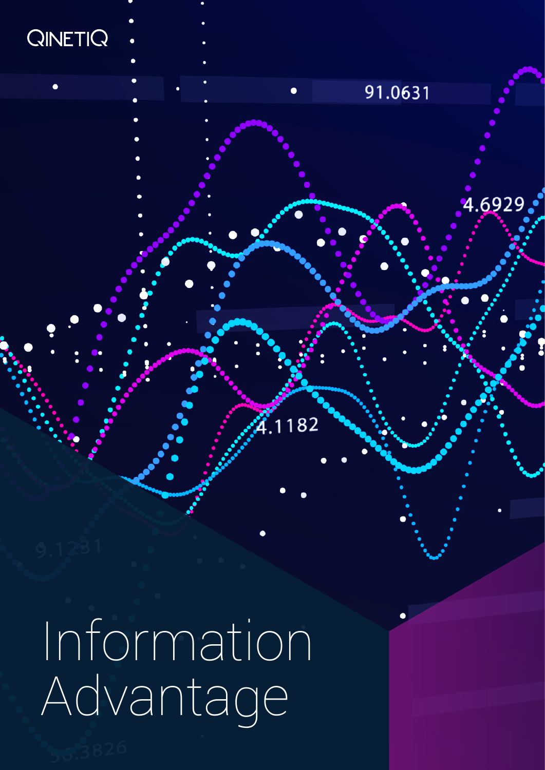QINETIQ

# Information Advantage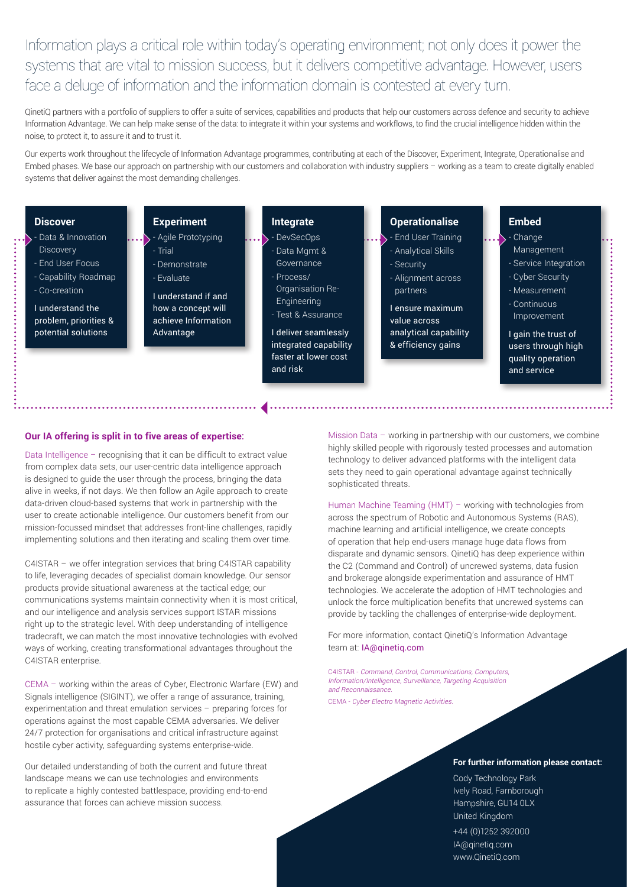Information plays a critical role within today's operating environment; not only does it power the systems that are vital to mission success, but it delivers competitive advantage. However, users face a deluge of information and the information domain is contested at every turn.

QinetiQ partners with a portfolio of suppliers to offer a suite of services, capabilities and products that help our customers across defence and security to achieve Information Advantage. We can help make sense of the data: to integrate it within your systems and workflows, to find the crucial intelligence hidden within the noise, to protect it, to assure it and to trust it.

Our experts work throughout the lifecycle of Information Advantage programmes, contributing at each of the Discover, Experiment, Integrate, Operationalise and Embed phases. We base our approach on partnership with our customers and collaboration with industry suppliers – working as a team to create digitally enabled systems that deliver against the most demanding challenges.

**Discover**

- Data & Innovation Discovery
- End User Focus
- Capability Roadmap
- Co-creation

I understand the problem, priorities & potential solutions

**Experiment**

- Agile Prototyping
- Trial
- Demonstrate
- Evaluate

I understand if and how a concept will achieve Information Advantage

**Integrate**

- DevSecOps
- Data Mgmt & Governance
- Process/ Organisation Re-Engineering
- Test & Assurance

I deliver seamlessly integrated capability faster at lower cost and risk

**Operationalise**

- End User Training
- Analytical Skills
- Security
- Alignment across partners

I ensure maximum value across analytical capability & efficiency gains

**Embed**

- Change Management
- Service Integration
- Cyber Security
- Measurement
- Continuous Improvement

I gain the trust of users through high quality operation and service

### Our IA offering is split in to five areas of expertise:

Data Intelligence – recognising that it can be difficult to extract value from complex data sets, our user-centric data intelligence approach is designed to guide the user through the process, bringing the data alive in weeks, if not days. We then follow an Agile approach to create data-driven cloud-based systems that work in partnership with the user to create actionable intelligence. Our customers benefit from our mission-focussed mindset that addresses front-line challenges, rapidly implementing solutions and then iterating and scaling them over time.

C4ISTAR – we offer integration services that bring C4ISTAR capability to life, leveraging decades of specialist domain knowledge. Our sensor products provide situational awareness at the tactical edge; our communications systems maintain connectivity when it is most critical, and our intelligence and analysis services support ISTAR missions right up to the strategic level. With deep understanding of intelligence tradecraft, we can match the most innovative technologies with evolved ways of working, creating transformational advantages throughout the C4ISTAR enterprise.

CEMA – working within the areas of Cyber, Electronic Warfare (EW) and Signals intelligence (SIGINT), we offer a range of assurance, training, experimentation and threat emulation services – preparing forces for operations against the most capable CEMA adversaries. We deliver 24/7 protection for organisations and critical infrastructure against hostile cyber activity, safeguarding systems enterprise-wide.

Our detailed understanding of both the current and future threat landscape means we can use technologies and environments to replicate a highly contested battlespace, providing end-to-end assurance that forces can achieve mission success.

Mission Data – working in partnership with our customers, we combine highly skilled people with rigorously tested processes and automation technology to deliver advanced platforms with the intelligent data sets they need to gain operational advantage against technically sophisticated threats.

Human Machine Teaming (HMT) – working with technologies from across the spectrum of Robotic and Autonomous Systems (RAS), machine learning and artificial intelligence, we create concepts of operation that help end-users manage huge data flows from disparate and dynamic sensors. QinetiQ has deep experience within the C2 (Command and Control) of uncrewed systems, data fusion and brokerage alongside experimentation and assurance of HMT technologies. We accelerate the adoption of HMT technologies and unlock the force multiplication benefits that uncrewed systems can provide by tackling the challenges of enterprise-wide deployment.

For more information, contact QinetiQ's Information Advantage team at: IA@qinetiq.com

C4ISTAR - *Command, Control, Communications, Computers, Information/Intelligence, Surveillance, Targeting Acquisition and Reconnaissance.*

CEMA - *Cyber Electro Magnetic Activities.*

**For further information please contact:**

Cody Technology Park
Ively Road, Farnborough
Hampshire, GU14 0LX
United Kingdom
+44 (0)1252 392000
IA@qinetiq.com
www.QinetiQ.com